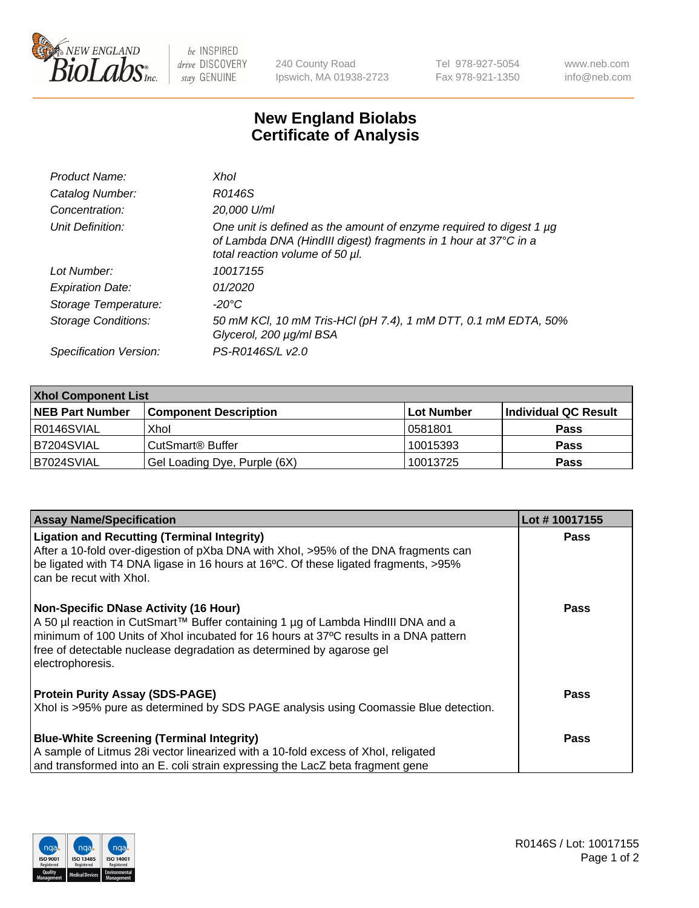NEW ENGLAND BioLabs Inc. | be INSPIRED drive DISCOVERY stay GENUINE | 240 County Road Ipswich, MA 01938-2723 | Tel 978-927-5054 Fax 978-921-1350 | www.neb.com info@neb.com

# New England Biolabs Certificate of Analysis

| | |
|---|---|
| *Product Name:* | *XhoI* |
| *Catalog Number:* | *R0146S* |
| *Concentration:* | *20,000 U/ml* |
| *Unit Definition:* | *One unit is defined as the amount of enzyme required to digest 1 µg of Lambda DNA (HindIII digest) fragments in 1 hour at 37°C in a total reaction volume of 50 µl.* |
| *Lot Number:* | *10017155* |
| *Expiration Date:* | *01/2020* |
| *Storage Temperature:* | *-20°C* |
| *Storage Conditions:* | *50 mM KCl, 10 mM Tris-HCl (pH 7.4), 1 mM DTT, 0.1 mM EDTA, 50% Glycerol, 200 µg/ml BSA* |
| *Specification Version:* | *PS-R0146S/L v2.0* |

| **XhoI Component List** | | | |
|---|---|---|---|
| **NEB Part Number** | **Component Description** | **Lot Number** | **Individual QC Result** |
| R0146SVIAL | XhoI | 0581801 | **Pass** |
| B7204SVIAL | CutSmart® Buffer | 10015393 | **Pass** |
| B7024SVIAL | Gel Loading Dye, Purple (6X) | 10013725 | **Pass** |

| **Assay Name/Specification** | **Lot # 10017155** |
|---|---|
| **Ligation and Recutting (Terminal Integrity)**<br>After a 10-fold over-digestion of pXba DNA with XhoI, >95% of the DNA fragments can be ligated with T4 DNA ligase in 16 hours at 16ºC. Of these ligated fragments, >95% can be recut with XhoI. | **Pass** |
| **Non-Specific DNase Activity (16 Hour)**<br>A 50 µl reaction in CutSmart™ Buffer containing 1 µg of Lambda HindIII DNA and a minimum of 100 Units of XhoI incubated for 16 hours at 37ºC results in a DNA pattern free of detectable nuclease degradation as determined by agarose gel electrophoresis. | **Pass** |
| **Protein Purity Assay (SDS-PAGE)**<br>XhoI is >95% pure as determined by SDS PAGE analysis using Coomassie Blue detection. | **Pass** |
| **Blue-White Screening (Terminal Integrity)**<br>A sample of Litmus 28i vector linearized with a 10-fold excess of XhoI, religated and transformed into an E. coli strain expressing the LacZ beta fragment gene | **Pass** |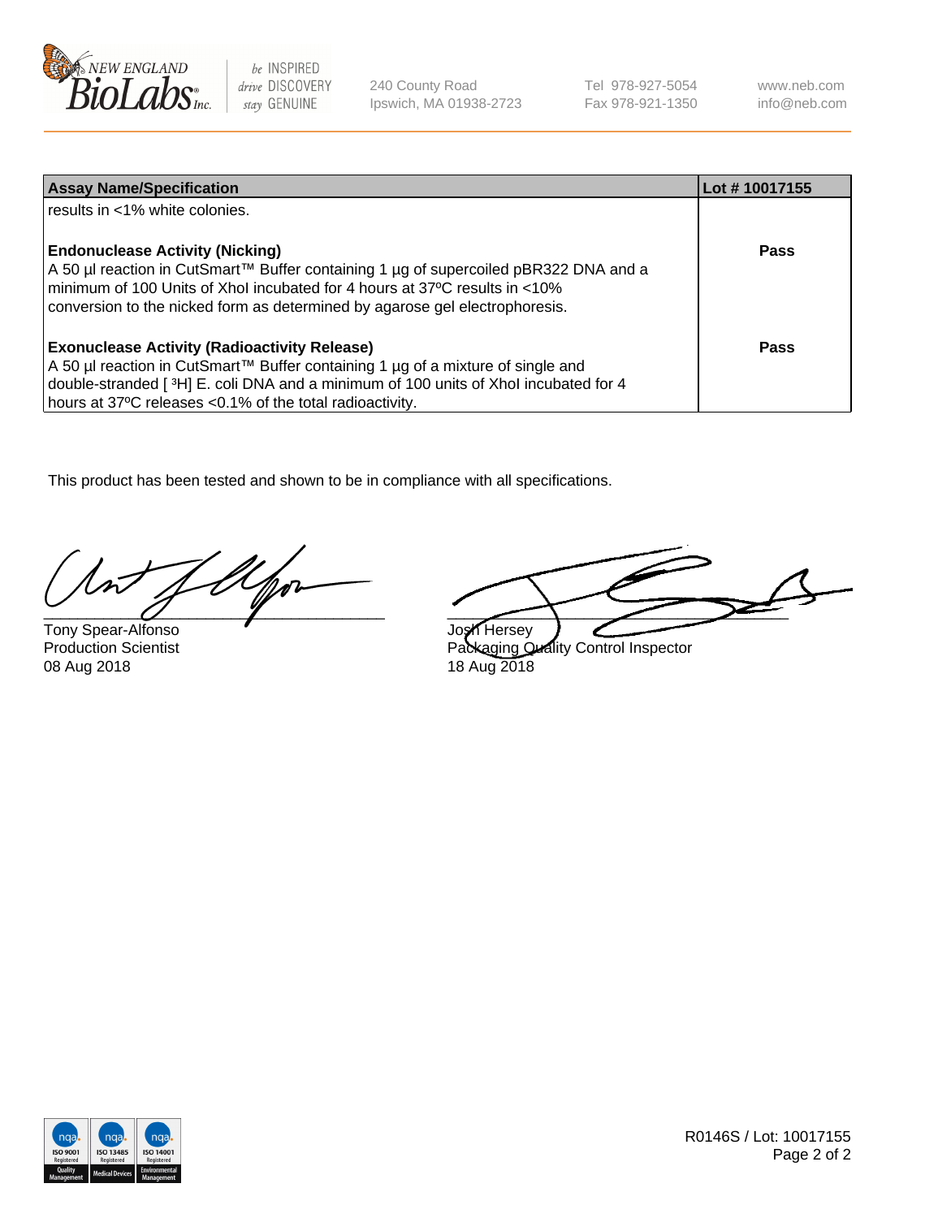be INSPIRED drive DISCOVERY stay GENUINE

240 County Road
Ipswich, MA 01938-2723

Tel 978-927-5054
Fax 978-921-1350

www.neb.com
info@neb.com

| Assay Name/Specification | Lot # 10017155 |
|---|---|
| results in <1% white colonies. | |
| **Endonuclease Activity (Nicking)**<br>A 50 µl reaction in CutSmart™ Buffer containing 1 µg of supercoiled pBR322 DNA and a minimum of 100 Units of XhoI incubated for 4 hours at 37ºC results in <10% conversion to the nicked form as determined by agarose gel electrophoresis. | Pass |
| **Exonuclease Activity (Radioactivity Release)**<br>A 50 µl reaction in CutSmart™ Buffer containing 1 µg of a mixture of single and double-stranded [ $^{3}H$] E. coli DNA and a minimum of 100 units of XhoI incubated for 4 hours at 37ºC releases <0.1% of the total radioactivity. | Pass |

This product has been tested and shown to be in compliance with all specifications.

Tony Spear-Alfonso
Production Scientist
08 Aug 2018

Josh Hersey
Packaging Quality Control Inspector
18 Aug 2018

R0146S / Lot: 10017155